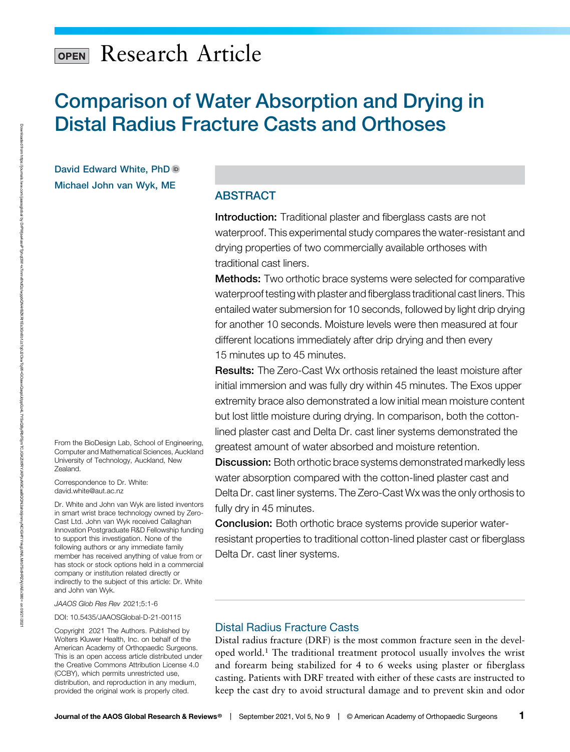OPEN Research Article

# Comparison of Water Absorption and Drying in Distal Radius Fracture Casts and Orthoses

David Edward White, PhD
Michael John van Wyk, ME

## ABSTRACT

**Introduction:** Traditional plaster and fiberglass casts are not waterproof. This experimental study compares the water-resistant and drying properties of two commercially available orthoses with traditional cast liners.

**Methods:** Two orthotic brace systems were selected for comparative waterproof testing with plaster and fiberglass traditional cast liners. This entailed water submersion for 10 seconds, followed by light drip drying for another 10 seconds. Moisture levels were then measured at four different locations immediately after drip drying and then every 15 minutes up to 45 minutes.

**Results:** The Zero-Cast Wx orthosis retained the least moisture after initial immersion and was fully dry within 45 minutes. The Exos upper extremity brace also demonstrated a low initial mean moisture content but lost little moisture during drying. In comparison, both the cotton-lined plaster cast and Delta Dr. cast liner systems demonstrated the greatest amount of water absorbed and moisture retention.

**Discussion:** Both orthotic brace systems demonstrated markedly less water absorption compared with the cotton-lined plaster cast and Delta Dr. cast liner systems. The Zero-Cast Wx was the only orthosis to fully dry in 45 minutes.

**Conclusion:** Both orthotic brace systems provide superior water-resistant properties to traditional cotton-lined plaster cast or fiberglass Delta Dr. cast liner systems.

From the BioDesign Lab, School of Engineering, Computer and Mathematical Sciences, Auckland University of Technology, Auckland, New Zealand.

Correspondence to Dr. White: david.white@aut.ac.nz

Dr. White and John van Wyk are listed inventors in smart wrist brace technology owned by Zero-Cast Ltd. John van Wyk received Callaghan Innovation Postgraduate R&D Fellowship funding to support this investigation. None of the following authors or any immediate family member has received anything of value from or has stock or stock options held in a commercial company or institution related directly or indirectly to the subject of this article: Dr. White and John van Wyk.

*JAAOS Glob Res Rev* 2021;5:1-6

DOI: 10.5435/JAAOSGlobal-D-21-00115

Copyright 2021 The Authors. Published by Wolters Kluwer Health, Inc. on behalf of the American Academy of Orthopaedic Surgeons. This is an open access article distributed under the Creative Commons Attribution License 4.0 (CCBY), which permits unrestricted use, distribution, and reproduction in any medium, provided the original work is properly cited.

## Distal Radius Fracture Casts

Distal radius fracture (DRF) is the most common fracture seen in the developed world.[1] The traditional treatment protocol usually involves the wrist and forearm being stabilized for 4 to 6 weeks using plaster or fiberglass casting. Patients with DRF treated with either of these casts are instructed to keep the cast dry to avoid structural damage and to prevent skin and odor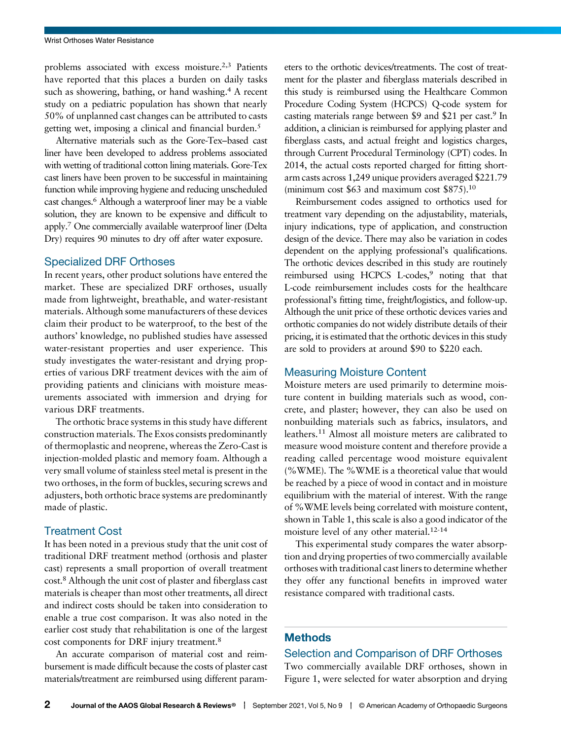problems associated with excess moisture.[2,3] Patients have reported that this places a burden on daily tasks such as showering, bathing, or hand washing.[4] A recent study on a pediatric population has shown that nearly 50% of unplanned cast changes can be attributed to casts getting wet, imposing a clinical and financial burden.[5]

Alternative materials such as the Gore-Tex–based cast liner have been developed to address problems associated with wetting of traditional cotton lining materials. Gore-Tex cast liners have been proven to be successful in maintaining function while improving hygiene and reducing unscheduled cast changes.[6] Although a waterproof liner may be a viable solution, they are known to be expensive and difficult to apply.[7] One commercially available waterproof liner (Delta Dry) requires 90 minutes to dry off after water exposure.

## Specialized DRF Orthoses

In recent years, other product solutions have entered the market. These are specialized DRF orthoses, usually made from lightweight, breathable, and water-resistant materials. Although some manufacturers of these devices claim their product to be waterproof, to the best of the authors' knowledge, no published studies have assessed water-resistant properties and user experience. This study investigates the water-resistant and drying properties of various DRF treatment devices with the aim of providing patients and clinicians with moisture measurements associated with immersion and drying for various DRF treatments.

The orthotic brace systems in this study have different construction materials. The Exos consists predominantly of thermoplastic and neoprene, whereas the Zero-Cast is injection-molded plastic and memory foam. Although a very small volume of stainless steel metal is present in the two orthoses, in the form of buckles, securing screws and adjusters, both orthotic brace systems are predominantly made of plastic.

## Treatment Cost

It has been noted in a previous study that the unit cost of traditional DRF treatment method (orthosis and plaster cast) represents a small proportion of overall treatment cost.[8] Although the unit cost of plaster and fiberglass cast materials is cheaper than most other treatments, all direct and indirect costs should be taken into consideration to enable a true cost comparison. It was also noted in the earlier cost study that rehabilitation is one of the largest cost components for DRF injury treatment.[8]

An accurate comparison of material cost and reimbursement is made difficult because the costs of plaster cast materials/treatment are reimbursed using different parameters to the orthotic devices/treatments. The cost of treatment for the plaster and fiberglass materials described in this study is reimbursed using the Healthcare Common Procedure Coding System (HCPCS) Q-code system for casting materials range between $9 and $21 per cast.[9] In addition, a clinician is reimbursed for applying plaster and fiberglass casts, and actual freight and logistics charges, through Current Procedural Terminology (CPT) codes. In 2014, the actual costs reported charged for fitting short-arm casts across 1,249 unique providers averaged $221.79 (minimum cost $63 and maximum cost $875).[10]

Reimbursement codes assigned to orthotics used for treatment vary depending on the adjustability, materials, injury indications, type of application, and construction design of the device. There may also be variation in codes dependent on the applying professional's qualifications. The orthotic devices described in this study are routinely reimbursed using HCPCS L-codes,[9] noting that that L-code reimbursement includes costs for the healthcare professional's fitting time, freight/logistics, and follow-up. Although the unit price of these orthotic devices varies and orthotic companies do not widely distribute details of their pricing, it is estimated that the orthotic devices in this study are sold to providers at around $90 to $220 each.

## Measuring Moisture Content

Moisture meters are used primarily to determine moisture content in building materials such as wood, concrete, and plaster; however, they can also be used on nonbuilding materials such as fabrics, insulators, and leathers.[11] Almost all moisture meters are calibrated to measure wood moisture content and therefore provide a reading called percentage wood moisture equivalent (%WME). The %WME is a theoretical value that would be reached by a piece of wood in contact and in moisture equilibrium with the material of interest. With the range of %WME levels being correlated with moisture content, shown in Table 1, this scale is also a good indicator of the moisture level of any other material.[12-14]

This experimental study compares the water absorption and drying properties of two commercially available orthoses with traditional cast liners to determine whether they offer any functional benefits in improved water resistance compared with traditional casts.

# Methods

## Selection and Comparison of DRF Orthoses

Two commercially available DRF orthoses, shown in Figure 1, were selected for water absorption and drying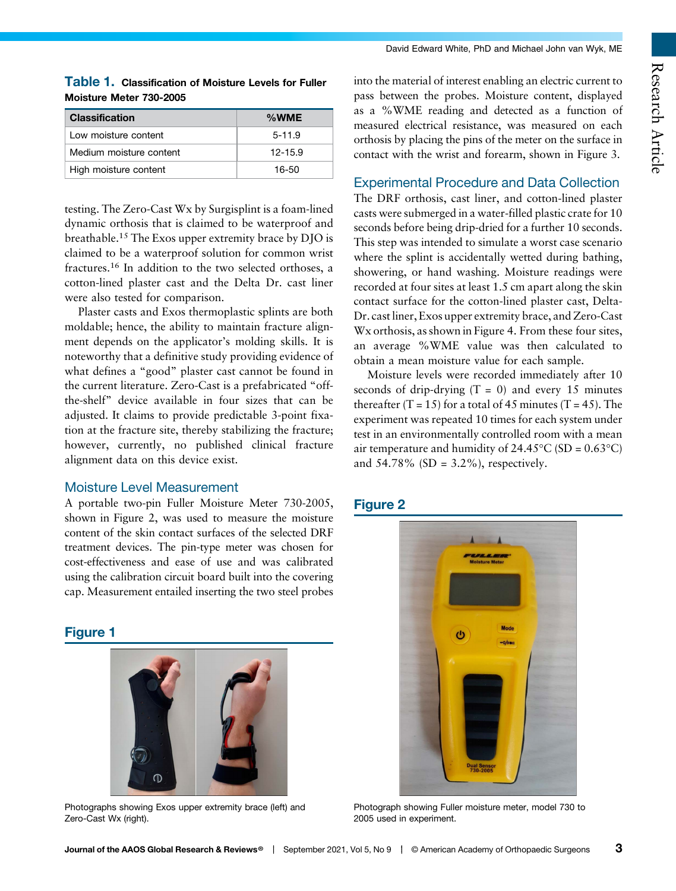**Table 1.** Classification of Moisture Levels for Fuller Moisture Meter 730-2005

| Classification | %WME |
|---|---|
| Low moisture content | 5-11.9 |
| Medium moisture content | 12-15.9 |
| High moisture content | 16-50 |

testing. The Zero-Cast Wx by Surgisplint is a foam-lined dynamic orthosis that is claimed to be waterproof and breathable.[15] The Exos upper extremity brace by DJO is claimed to be a waterproof solution for common wrist fractures.[16] In addition to the two selected orthoses, a cotton-lined plaster cast and the Delta Dr. cast liner were also tested for comparison.

Plaster casts and Exos thermoplastic splints are both moldable; hence, the ability to maintain fracture alignment depends on the applicator's molding skills. It is noteworthy that a definitive study providing evidence of what defines a "good" plaster cast cannot be found in the current literature. Zero-Cast is a prefabricated "off-the-shelf" device available in four sizes that can be adjusted. It claims to provide predictable 3-point fixation at the fracture site, thereby stabilizing the fracture; however, currently, no published clinical fracture alignment data on this device exist.

## Moisture Level Measurement

A portable two-pin Fuller Moisture Meter 730-2005, shown in Figure 2, was used to measure the moisture content of the skin contact surfaces of the selected DRF treatment devices. The pin-type meter was chosen for cost-effectiveness and ease of use and was calibrated using the calibration circuit board built into the covering cap. Measurement entailed inserting the two steel probes into the material of interest enabling an electric current to pass between the probes. Moisture content, displayed as a %WME reading and detected as a function of measured electrical resistance, was measured on each orthosis by placing the pins of the meter on the surface in contact with the wrist and forearm, shown in Figure 3.

**Figure 1**

Photographs showing Exos upper extremity brace (left) and Zero-Cast Wx (right).

## Experimental Procedure and Data Collection

The DRF orthosis, cast liner, and cotton-lined plaster casts were submerged in a water-filled plastic crate for 10 seconds before being drip-dried for a further 10 seconds. This step was intended to simulate a worst case scenario where the splint is accidentally wetted during bathing, showering, or hand washing. Moisture readings were recorded at four sites at least 1.5 cm apart along the skin contact surface for the cotton-lined plaster cast, Delta-Dr. cast liner, Exos upper extremity brace, and Zero-Cast Wx orthosis, as shown in Figure 4. From these four sites, an average %WME value was then calculated to obtain a mean moisture value for each sample.

Moisture levels were recorded immediately after 10 seconds of drip-drying (T = 0) and every 15 minutes thereafter (T = 15) for a total of 45 minutes (T = 45). The experiment was repeated 10 times for each system under test in an environmentally controlled room with a mean air temperature and humidity of 24.45°C (SD = 0.63°C) and 54.78% (SD = 3.2%), respectively.

**Figure 2**

Photograph showing Fuller moisture meter, model 730 to 2005 used in experiment.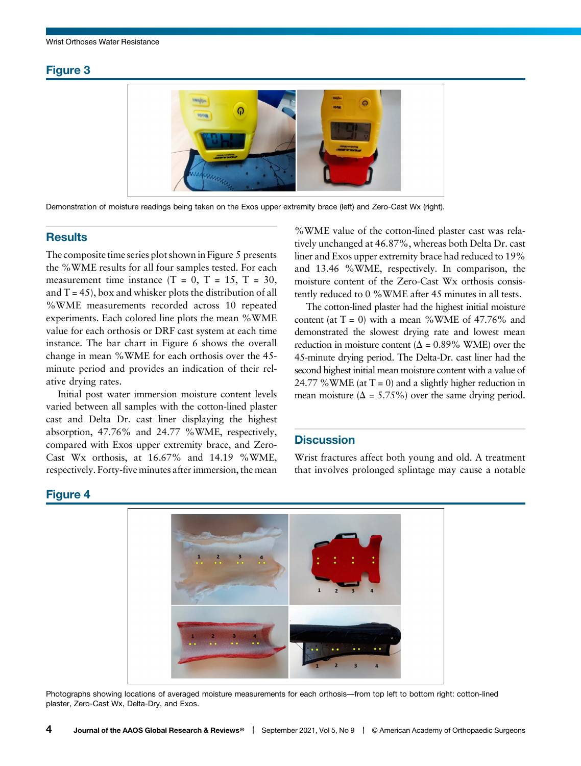## Figure 3

Demonstration of moisture readings being taken on the Exos upper extremity brace (left) and Zero-Cast Wx (right).

## Results

The composite time series plot shown in Figure 5 presents the %WME results for all four samples tested. For each measurement time instance (T = 0, T = 15, T = 30, and T = 45), box and whisker plots the distribution of all %WME measurements recorded across 10 repeated experiments. Each colored line plots the mean %WME value for each orthosis or DRF cast system at each time instance. The bar chart in Figure 6 shows the overall change in mean %WME for each orthosis over the 45-minute period and provides an indication of their relative drying rates.

Initial post water immersion moisture content levels varied between all samples with the cotton-lined plaster cast and Delta Dr. cast liner displaying the highest absorption, 47.76% and 24.77 %WME, respectively, compared with Exos upper extremity brace, and Zero-Cast Wx orthosis, at 16.67% and 14.19 %WME, respectively. Forty-five minutes after immersion, the mean %WME value of the cotton-lined plaster cast was relatively unchanged at 46.87%, whereas both Delta Dr. cast liner and Exos upper extremity brace had reduced to 19% and 13.46 %WME, respectively. In comparison, the moisture content of the Zero-Cast Wx orthosis consistently reduced to 0 %WME after 45 minutes in all tests.

The cotton-lined plaster had the highest initial moisture content (at T = 0) with a mean %WME of 47.76% and demonstrated the slowest drying rate and lowest mean reduction in moisture content ($\Delta$ = 0.89% WME) over the 45-minute drying period. The Delta-Dr. cast liner had the second highest initial mean moisture content with a value of 24.77 %WME (at T = 0) and a slightly higher reduction in mean moisture ($\Delta$ = 5.75%) over the same drying period.

## Discussion

Wrist fractures affect both young and old. A treatment that involves prolonged splintage may cause a notable

## Figure 4

Photographs showing locations of averaged moisture measurements for each orthosis—from top left to bottom right: cotton-lined plaster, Zero-Cast Wx, Delta-Dry, and Exos.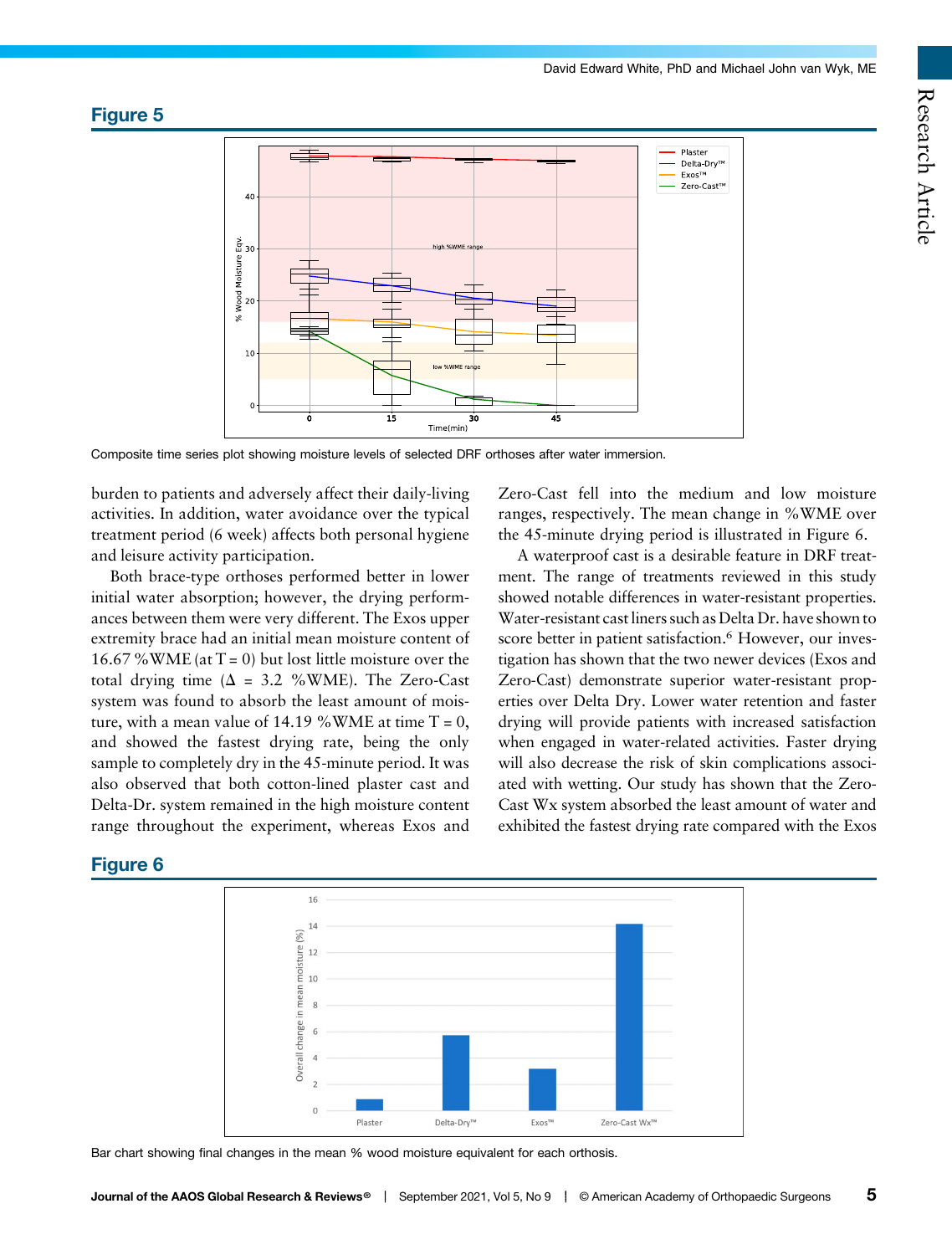## Figure 5

Plaster
Delta-Dry™
Exos™
Zero-Cast™

high %WME range

low %WME range

% Wood Moisture Eqv.

0
10
20
30
40

0
15
30
45

Time(min)

Composite time series plot showing moisture levels of selected DRF orthoses after water immersion.

burden to patients and adversely affect their daily-living activities. In addition, water avoidance over the typical treatment period (6 week) affects both personal hygiene and leisure activity participation.

Both brace-type orthoses performed better in lower initial water absorption; however, the drying performances between them were very different. The Exos upper extremity brace had an initial mean moisture content of 16.67 %WME (at T = 0) but lost little moisture over the total drying time (Δ = 3.2 %WME). The Zero-Cast system was found to absorb the least amount of moisture, with a mean value of 14.19 %WME at time T = 0, and showed the fastest drying rate, being the only sample to completely dry in the 45-minute period. It was also observed that both cotton-lined plaster cast and Delta-Dr. system remained in the high moisture content range throughout the experiment, whereas Exos and Zero-Cast fell into the medium and low moisture ranges, respectively. The mean change in %WME over the 45-minute drying period is illustrated in Figure 6.

A waterproof cast is a desirable feature in DRF treatment. The range of treatments reviewed in this study showed notable differences in water-resistant properties. Water-resistant cast liners such as Delta Dr. have shown to score better in patient satisfaction.[6] However, our investigation has shown that the two newer devices (Exos and Zero-Cast) demonstrate superior water-resistant properties over Delta Dry. Lower water retention and faster drying will provide patients with increased satisfaction when engaged in water-related activities. Faster drying will also decrease the risk of skin complications associated with wetting. Our study has shown that the Zero-Cast Wx system absorbed the least amount of water and exhibited the fastest drying rate compared with the Exos

## Figure 6

Overall change in mean moisture (%)

0
2
4
6
8
10
12
14
16

Plaster
Delta-Dry™
Exos™
Zero-Cast Wx™

Bar chart showing final changes in the mean % wood moisture equivalent for each orthosis.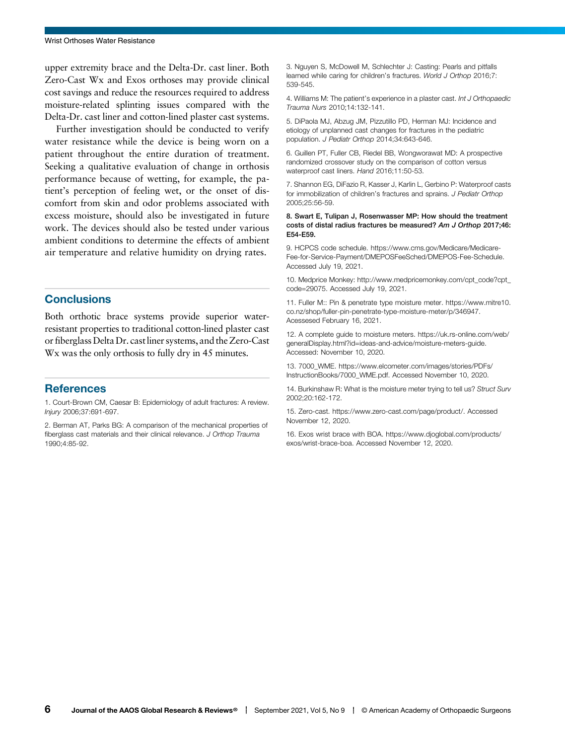upper extremity brace and the Delta-Dr. cast liner. Both Zero-Cast Wx and Exos orthoses may provide clinical cost savings and reduce the resources required to address moisture-related splinting issues compared with the Delta-Dr. cast liner and cotton-lined plaster cast systems.

Further investigation should be conducted to verify water resistance while the device is being worn on a patient throughout the entire duration of treatment. Seeking a qualitative evaluation of change in orthosis performance because of wetting, for example, the patient's perception of feeling wet, or the onset of discomfort from skin and odor problems associated with excess moisture, should also be investigated in future work. The devices should also be tested under various ambient conditions to determine the effects of ambient air temperature and relative humidity on drying rates.

## Conclusions

Both orthotic brace systems provide superior water-resistant properties to traditional cotton-lined plaster cast or fiberglass Delta Dr. cast liner systems, and the Zero-Cast Wx was the only orthosis to fully dry in 45 minutes.

## References

1. Court-Brown CM, Caesar B: Epidemiology of adult fractures: A review. *Injury* 2006;37:691-697.

2. Berman AT, Parks BG: A comparison of the mechanical properties of fiberglass cast materials and their clinical relevance. *J Orthop Trauma* 1990;4:85-92.

3. Nguyen S, McDowell M, Schlechter J: Casting: Pearls and pitfalls learned while caring for children's fractures. *World J Orthop* 2016;7: 539-545.

4. Williams M: The patient's experience in a plaster cast. *Int J Orthopaedic Trauma Nurs* 2010;14:132-141.

5. DiPaola MJ, Abzug JM, Pizzutillo PD, Herman MJ: Incidence and etiology of unplanned cast changes for fractures in the pediatric population. *J Pediatr Orthop* 2014;34:643-646.

6. Guillen PT, Fuller CB, Riedel BB, Wongworawat MD: A prospective randomized crossover study on the comparison of cotton versus waterproof cast liners. *Hand* 2016;11:50-53.

7. Shannon EG, DiFazio R, Kasser J, Karlin L, Gerbino P: Waterproof casts for immobilization of children's fractures and sprains. *J Pediatr Orthop* 2005;25:56-59.

**8. Swart E, Tulipan J, Rosenwasser MP: How should the treatment costs of distal radius fractures be measured? *Am J Orthop* 2017;46: E54-E59.**

9. HCPCS code schedule. https://www.cms.gov/Medicare/Medicare-Fee-for-Service-Payment/DMEPOSFeeSched/DMEPOS-Fee-Schedule. Accessed July 19, 2021.

10. Medprice Monkey: http://www.medpricemonkey.com/cpt_code?cpt_code=29075. Accessed July 19, 2021.

11. Fuller M:: Pin & penetrate type moisture meter. https://www.mitre10.co.nz/shop/fuller-pin-penetrate-type-moisture-meter/p/346947. Acessessed February 16, 2021.

12. A complete guide to moisture meters. https://uk.rs-online.com/web/generalDisplay.html?id=ideas-and-advice/moisture-meters-guide. Accessed: November 10, 2020.

13. 7000_WME. https://www.elcometer.com/images/stories/PDFs/InstructionBooks/7000_WME.pdf. Accessed November 10, 2020.

14. Burkinshaw R: What is the moisture meter trying to tell us? *Struct Surv* 2002;20:162-172.

15. Zero-cast. https://www.zero-cast.com/page/product/. Accessed November 12, 2020.

16. Exos wrist brace with BOA. https://www.djoglobal.com/products/exos/wrist-brace-boa. Accessed November 12, 2020.